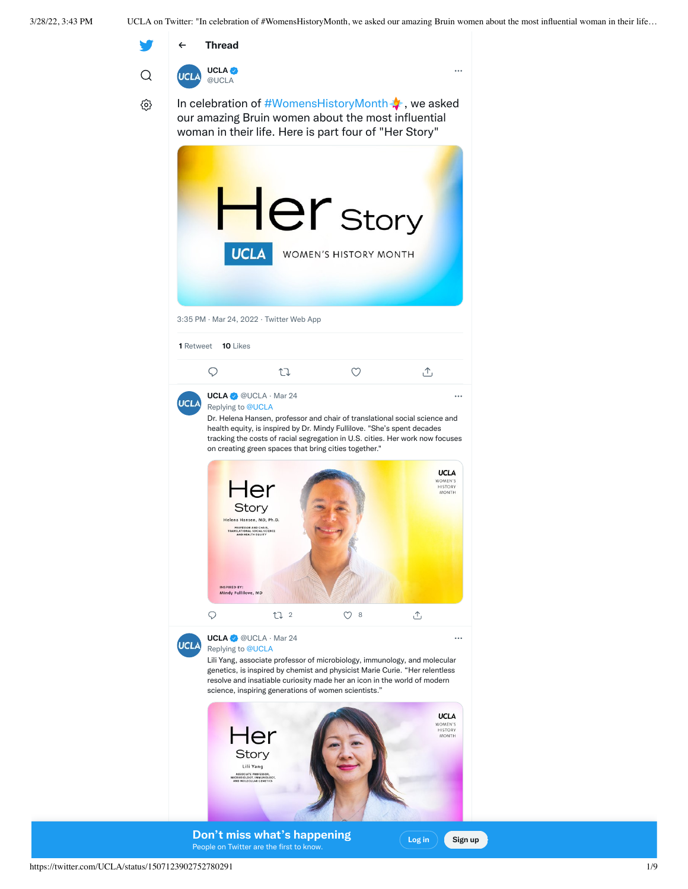Thread

**UCLA** @UCLA

In celebration of #WomensHistoryMonth, we asked our amazing Bruin women about the most influential woman in their life. Here is part four of "Her Story"

Her Story
UCLA WOMEN'S HISTORY MONTH

3:35 PM · Mar 24, 2022 · Twitter Web App

1 Retweet 10 Likes

---

**UCLA** @UCLA · Mar 24
Replying to @UCLA

Dr. Helena Hansen, professor and chair of translational social science and health equity, is inspired by Dr. Mindy Fullilove. "She's spent decades tracking the costs of racial segregation in U.S. cities. Her work now focuses on creating green spaces that bring cities together."

Her Story
Helena Hansen, MD, Ph.D.
PROFESSOR AND CHAIR, TRANSLATIONAL SOCIAL SCIENCE AND HEALTH EQUITY
INSPIRED BY: Mindy Fullilove, MD
UCLA WOMEN'S HISTORY MONTH

2 8

---

**UCLA** @UCLA · Mar 24
Replying to @UCLA

Lili Yang, associate professor of microbiology, immunology, and molecular genetics, is inspired by chemist and physicist Marie Curie. "Her relentless resolve and insatiable curiosity made her an icon in the world of modern science, inspiring generations of women scientists."

Her Story
Lili Yang
ASSOCIATE PROFESSOR, MICROBIOLOGY, IMMUNOLOGY, AND MOLECULAR GENETICS
UCLA WOMEN'S HISTORY MONTH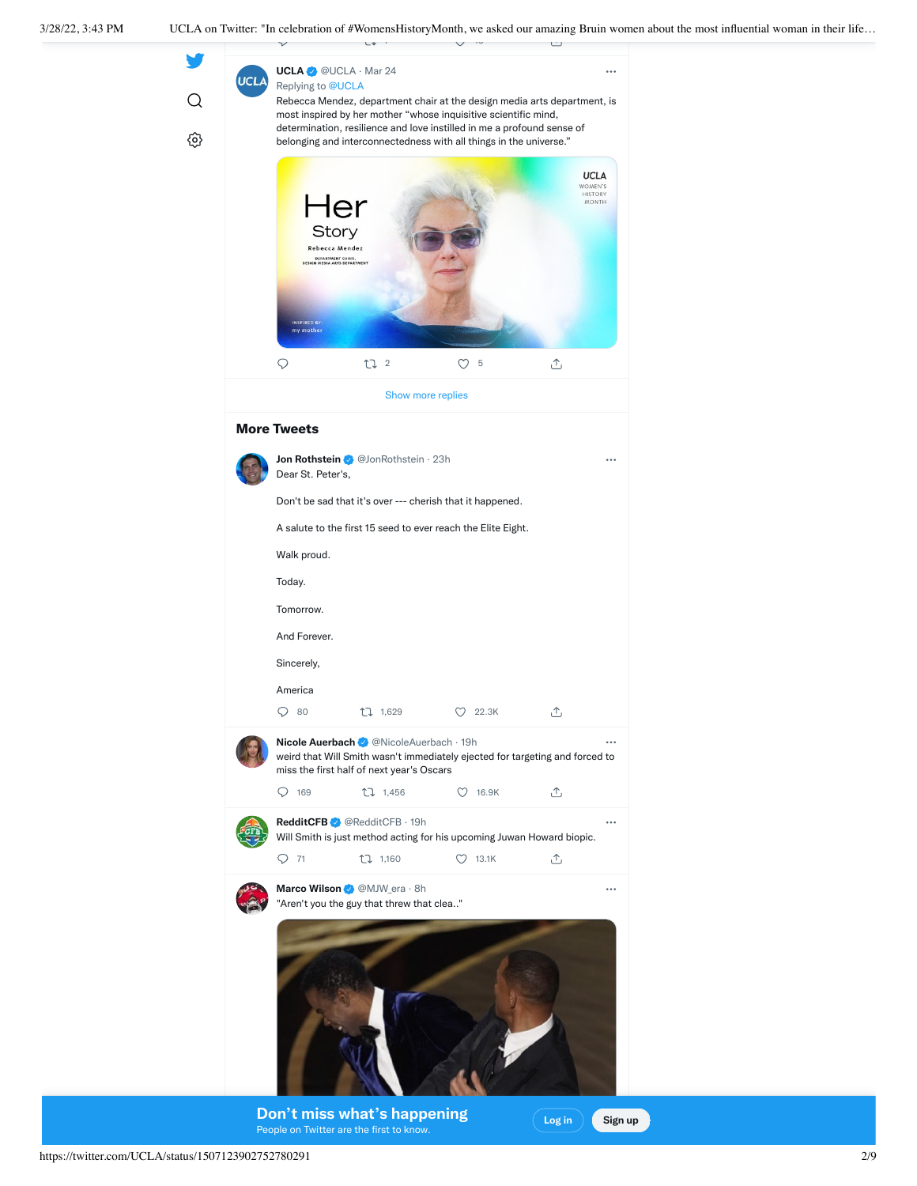**UCLA** @UCLA · Mar 24

Replying to @UCLA

Rebecca Mendez, department chair at the design media arts department, is most inspired by her mother "whose inquisitive scientific mind, determination, resilience and love instilled in me a profound sense of belonging and interconnectedness with all things in the universe."

2 5

Show more replies

## More Tweets

**Jon Rothstein** @JonRothstein · 23h

Dear St. Peter's,

Don't be sad that it's over --- cherish that it happened.

A salute to the first 15 seed to ever reach the Elite Eight.

Walk proud.

Today.

Tomorrow.

And Forever.

Sincerely,

America

80 1,629 22.3K

**Nicole Auerbach** @NicoleAuerbach · 19h

weird that Will Smith wasn't immediately ejected for targeting and forced to miss the first half of next year's Oscars

169 1,456 16.9K

**RedditCFB** @RedditCFB · 19h

Will Smith is just method acting for his upcoming Juwan Howard biopic.

71 1,160 13.1K

**Marco Wilson** @MJW_era · 8h

"Aren't you the guy that threw that clea.."

**Don't miss what's happening**

People on Twitter are the first to know.

Log in Sign up